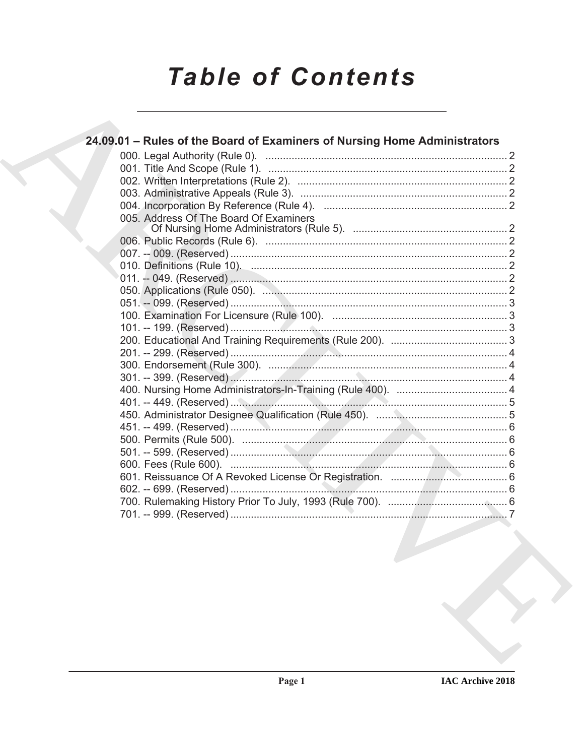# Table of Contents

## 24.09.01 – Rules of the Board of Examiners of Nursing Home Administrators

000. Legal Authority (Rule 0). .................................................................................. 2
001. Title And Scope (Rule 1). .................................................................................. 2
002. Written Interpretations (Rule 2). ........................................................................ 2
003. Administrative Appeals (Rule 3). ....................................................................... 2
004. Incorporation By Reference (Rule 4). ............................................................... 2
005. Address Of The Board Of Examiners Of Nursing Home Administrators (Rule 5). ..................................................... 2
006. Public Records (Rule 6). .................................................................................. 2
007. -- 009. (Reserved) .............................................................................................. 2
010. Definitions (Rule 10). ........................................................................................ 2
011. -- 049. (Reserved) .............................................................................................. 2
050. Applications (Rule 050). .................................................................................... 2
051. -- 099. (Reserved) .............................................................................................. 3
100. Examination For Licensure (Rule 100). ............................................................ 3
101. -- 199. (Reserved) .............................................................................................. 3
200. Educational And Training Requirements (Rule 200). ........................................ 3
201. -- 299. (Reserved) .............................................................................................. 4
300. Endorsement (Rule 300). .................................................................................. 4
301. -- 399. (Reserved) .............................................................................................. 4
400. Nursing Home Administrators-In-Training (Rule 400). ...................................... 4
401. -- 449. (Reserved) .............................................................................................. 5
450. Administrator Designee Qualification (Rule 450). ............................................. 5
451. -- 499. (Reserved) .............................................................................................. 6
500. Permits (Rule 500). ........................................................................................... 6
501. -- 599. (Reserved) .............................................................................................. 6
600. Fees (Rule 600). .............................................................................................. 6
601. Reissuance Of A Revoked License Or Registration. ........................................ 6
602. -- 699. (Reserved) .............................................................................................. 6
700. Rulemaking History Prior To July, 1993 (Rule 700). ......................................... 6
701. -- 999. (Reserved) .............................................................................................. 7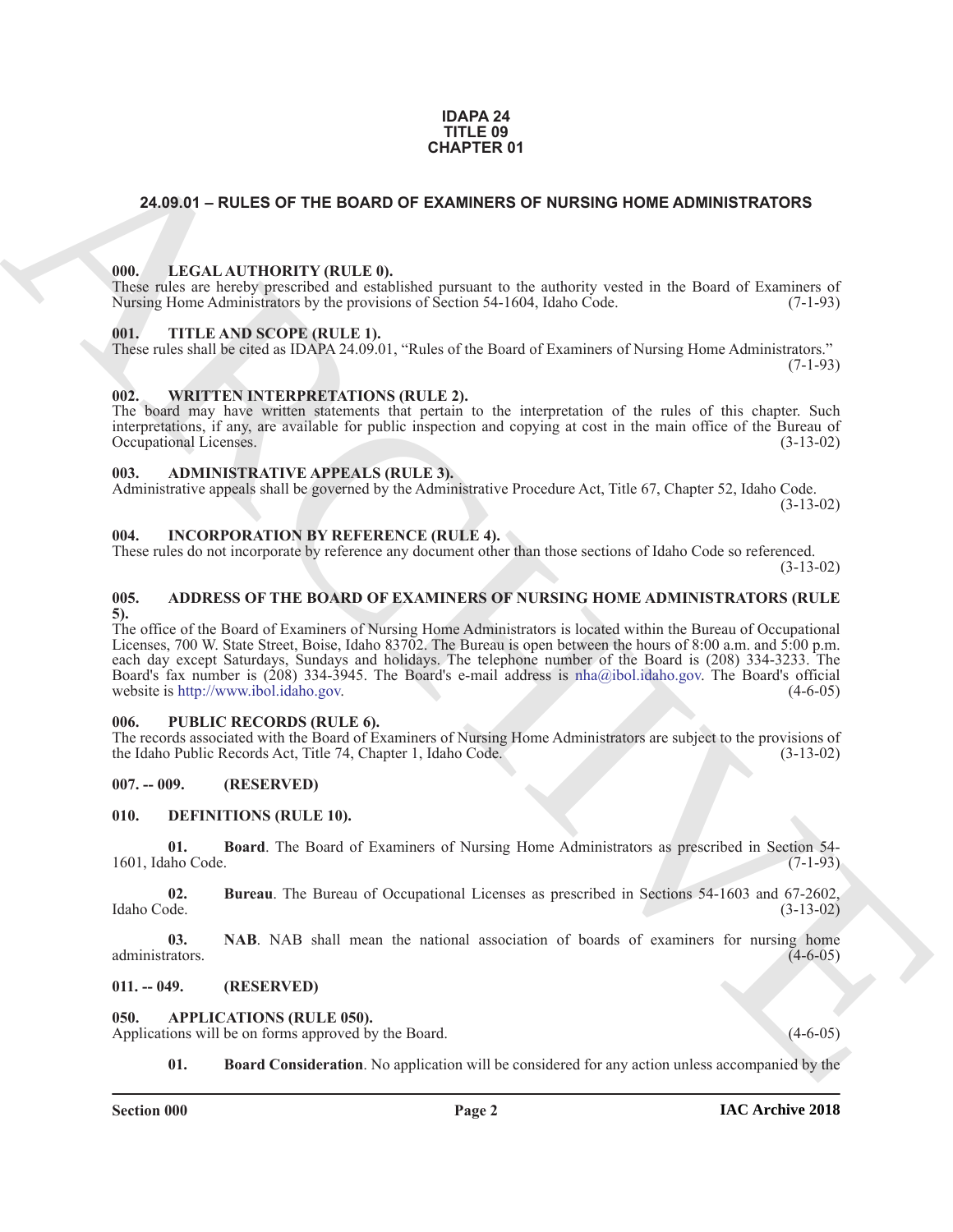**IDAPA 24**
**TITLE 09**
**CHAPTER 01**

## 24.09.01 – RULES OF THE BOARD OF EXAMINERS OF NURSING HOME ADMINISTRATORS

### 000. LEGAL AUTHORITY (RULE 0).

These rules are hereby prescribed and established pursuant to the authority vested in the Board of Examiners of Nursing Home Administrators by the provisions of Section 54-1604, Idaho Code. (7-1-93)

### 001. TITLE AND SCOPE (RULE 1).

These rules shall be cited as IDAPA 24.09.01, "Rules of the Board of Examiners of Nursing Home Administrators." (7-1-93)

### 002. WRITTEN INTERPRETATIONS (RULE 2).

The board may have written statements that pertain to the interpretation of the rules of this chapter. Such interpretations, if any, are available for public inspection and copying at cost in the main office of the Bureau of Occupational Licenses. (3-13-02)

### 003. ADMINISTRATIVE APPEALS (RULE 3).

Administrative appeals shall be governed by the Administrative Procedure Act, Title 67, Chapter 52, Idaho Code. (3-13-02)

### 004. INCORPORATION BY REFERENCE (RULE 4).

These rules do not incorporate by reference any document other than those sections of Idaho Code so referenced. (3-13-02)

### 005. ADDRESS OF THE BOARD OF EXAMINERS OF NURSING HOME ADMINISTRATORS (RULE 5).

The office of the Board of Examiners of Nursing Home Administrators is located within the Bureau of Occupational Licenses, 700 W. State Street, Boise, Idaho 83702. The Bureau is open between the hours of 8:00 a.m. and 5:00 p.m. each day except Saturdays, Sundays and holidays. The telephone number of the Board is (208) 334-3233. The Board's fax number is (208) 334-3945. The Board's e-mail address is nha@ibol.idaho.gov. The Board's official website is http://www.ibol.idaho.gov. (4-6-05)

### 006. PUBLIC RECORDS (RULE 6).

The records associated with the Board of Examiners of Nursing Home Administrators are subject to the provisions of the Idaho Public Records Act, Title 74, Chapter 1, Idaho Code. (3-13-02)

### 007. -- 009. (RESERVED)

### 010. DEFINITIONS (RULE 10).

**01. Board**. The Board of Examiners of Nursing Home Administrators as prescribed in Section 54-1601, Idaho Code. (7-1-93)

**02. Bureau**. The Bureau of Occupational Licenses as prescribed in Sections 54-1603 and 67-2602, Idaho Code. (3-13-02)

**03. NAB**. NAB shall mean the national association of boards of examiners for nursing home administrators. (4-6-05)

### 011. -- 049. (RESERVED)

### 050. APPLICATIONS (RULE 050).

Applications will be on forms approved by the Board. (4-6-05)

**01. Board Consideration**. No application will be considered for any action unless accompanied by the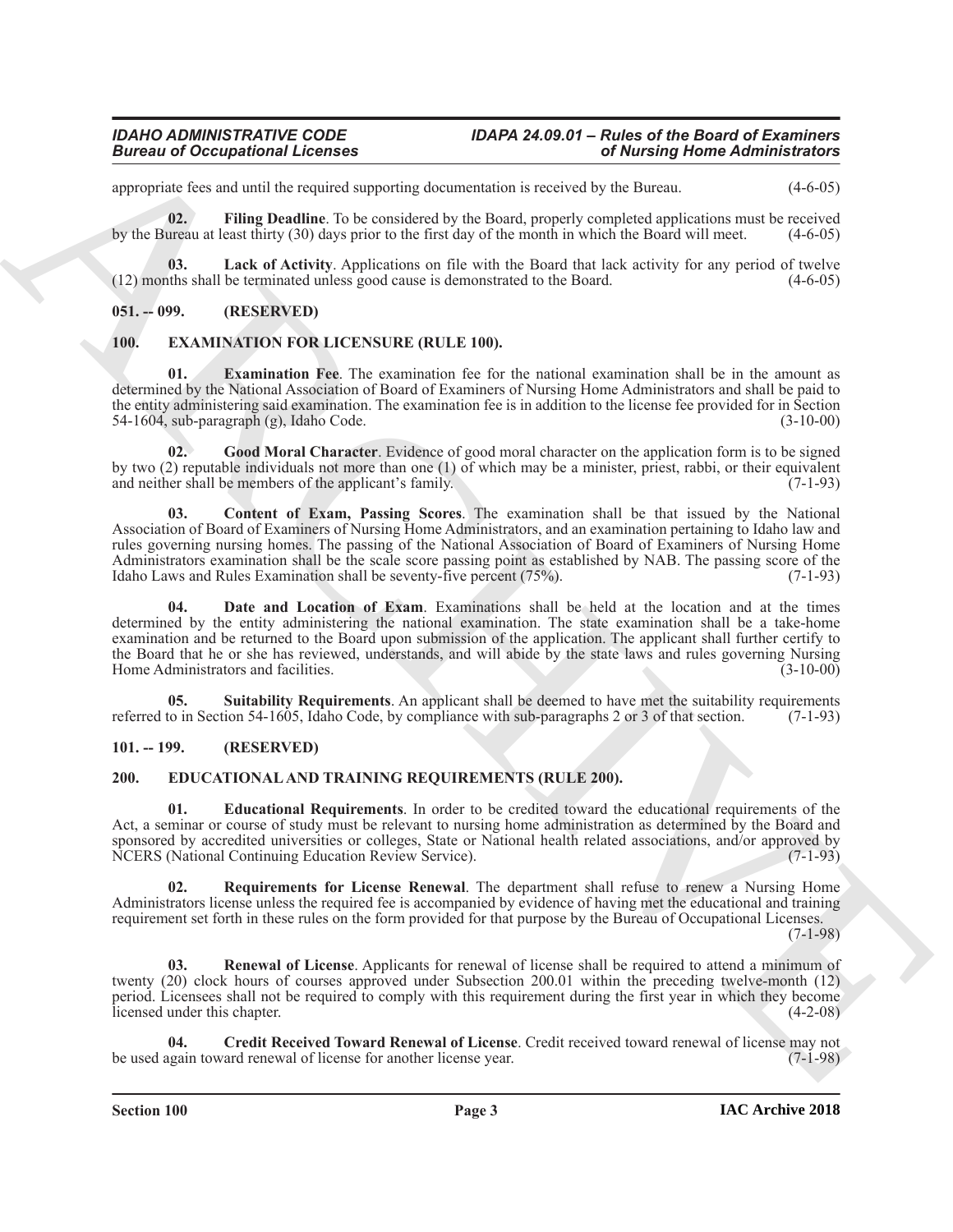appropriate fees and until the required supporting documentation is received by the Bureau. (4-6-05)

**02. Filing Deadline**. To be considered by the Board, properly completed applications must be received by the Bureau at least thirty (30) days prior to the first day of the month in which the Board will meet. (4-6-05)

**03. Lack of Activity**. Applications on file with the Board that lack activity for any period of twelve (12) months shall be terminated unless good cause is demonstrated to the Board. (4-6-05)

## 051. -- 099. (RESERVED)

## 100. EXAMINATION FOR LICENSURE (RULE 100).

**01. Examination Fee**. The examination fee for the national examination shall be in the amount as determined by the National Association of Board of Examiners of Nursing Home Administrators and shall be paid to the entity administering said examination. The examination fee is in addition to the license fee provided for in Section 54-1604, sub-paragraph (g), Idaho Code. (3-10-00)

**02. Good Moral Character**. Evidence of good moral character on the application form is to be signed by two (2) reputable individuals not more than one (1) of which may be a minister, priest, rabbi, or their equivalent and neither shall be members of the applicant's family. (7-1-93)

**03. Content of Exam, Passing Scores**. The examination shall be that issued by the National Association of Board of Examiners of Nursing Home Administrators, and an examination pertaining to Idaho law and rules governing nursing homes. The passing of the National Association of Board of Examiners of Nursing Home Administrators examination shall be the scale score passing point as established by NAB. The passing score of the Idaho Laws and Rules Examination shall be seventy-five percent (75%). (7-1-93)

**04. Date and Location of Exam**. Examinations shall be held at the location and at the times determined by the entity administering the national examination. The state examination shall be a take-home examination and be returned to the Board upon submission of the application. The applicant shall further certify to the Board that he or she has reviewed, understands, and will abide by the state laws and rules governing Nursing Home Administrators and facilities. (3-10-00)

**05. Suitability Requirements**. An applicant shall be deemed to have met the suitability requirements referred to in Section 54-1605, Idaho Code, by compliance with sub-paragraphs 2 or 3 of that section. (7-1-93)

## 101. -- 199. (RESERVED)

## 200. EDUCATIONAL AND TRAINING REQUIREMENTS (RULE 200).

**01. Educational Requirements**. In order to be credited toward the educational requirements of the Act, a seminar or course of study must be relevant to nursing home administration as determined by the Board and sponsored by accredited universities or colleges, State or National health related associations, and/or approved by NCERS (National Continuing Education Review Service). (7-1-93)

**02. Requirements for License Renewal**. The department shall refuse to renew a Nursing Home Administrators license unless the required fee is accompanied by evidence of having met the educational and training requirement set forth in these rules on the form provided for that purpose by the Bureau of Occupational Licenses. (7-1-98)

**03. Renewal of License**. Applicants for renewal of license shall be required to attend a minimum of twenty (20) clock hours of courses approved under Subsection 200.01 within the preceding twelve-month (12) period. Licensees shall not be required to comply with this requirement during the first year in which they become licensed under this chapter. (4-2-08)

**04. Credit Received Toward Renewal of License**. Credit received toward renewal of license may not be used again toward renewal of license for another license year. (7-1-98)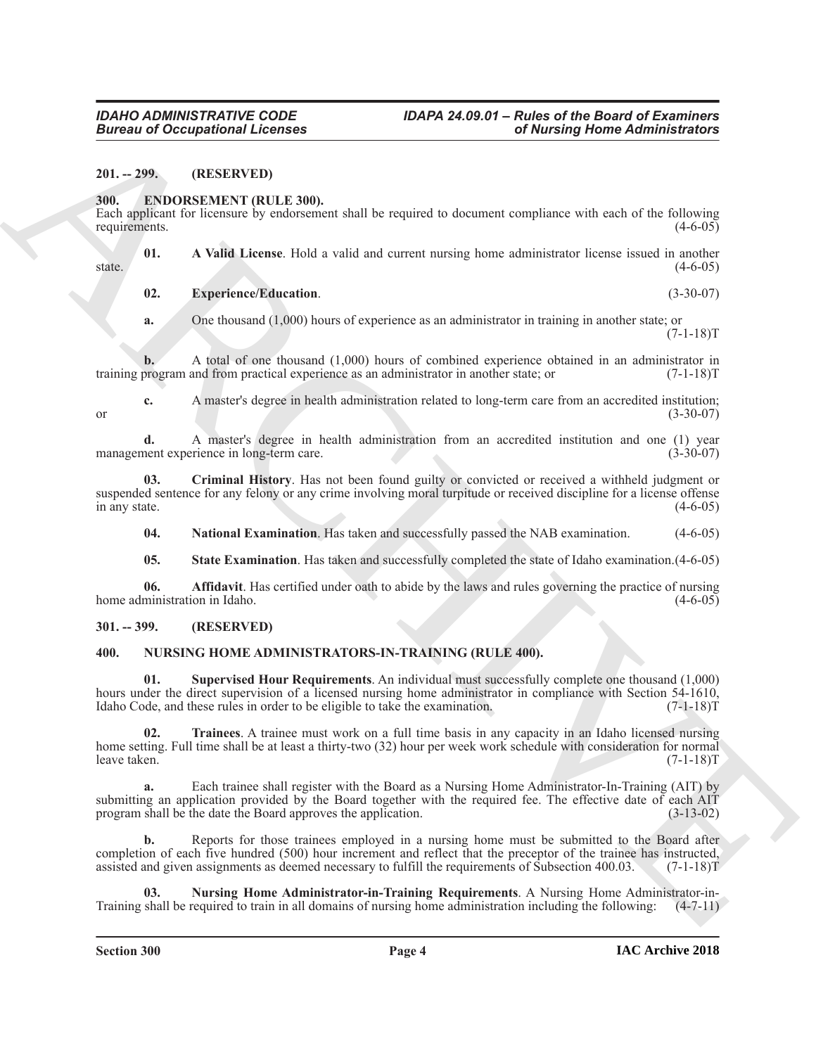## 201. -- 299. (RESERVED)

## 300. ENDORSEMENT (RULE 300).

Each applicant for licensure by endorsement shall be required to document compliance with each of the following requirements. (4-6-05)

**01. A Valid License**. Hold a valid and current nursing home administrator license issued in another state. (4-6-05)

**02. Experience/Education**. (3-30-07)

**a.** One thousand (1,000) hours of experience as an administrator in training in another state; or (7-1-18)T

**b.** A total of one thousand (1,000) hours of combined experience obtained in an administrator in training program and from practical experience as an administrator in another state; or (7-1-18)T

**c.** A master's degree in health administration related to long-term care from an accredited institution; or (3-30-07)

**d.** A master's degree in health administration from an accredited institution and one (1) year management experience in long-term care. (3-30-07)

**03. Criminal History**. Has not been found guilty or convicted or received a withheld judgment or suspended sentence for any felony or any crime involving moral turpitude or received discipline for a license offense in any state. (4-6-05)

**04. National Examination**. Has taken and successfully passed the NAB examination. (4-6-05)

**05. State Examination**. Has taken and successfully completed the state of Idaho examination. (4-6-05)

**06. Affidavit**. Has certified under oath to abide by the laws and rules governing the practice of nursing home administration in Idaho. (4-6-05)

## 301. -- 399. (RESERVED)

## 400. NURSING HOME ADMINISTRATORS-IN-TRAINING (RULE 400).

**01. Supervised Hour Requirements**. An individual must successfully complete one thousand (1,000) hours under the direct supervision of a licensed nursing home administrator in compliance with Section 54-1610, Idaho Code, and these rules in order to be eligible to take the examination. (7-1-18)T

**02. Trainees**. A trainee must work on a full time basis in any capacity in an Idaho licensed nursing home setting. Full time shall be at least a thirty-two (32) hour per week work schedule with consideration for normal leave taken. (7-1-18)T

**a.** Each trainee shall register with the Board as a Nursing Home Administrator-In-Training (AIT) by submitting an application provided by the Board together with the required fee. The effective date of each AIT program shall be the date the Board approves the application. (3-13-02)

**b.** Reports for those trainees employed in a nursing home must be submitted to the Board after completion of each five hundred (500) hour increment and reflect that the preceptor of the trainee has instructed, assisted and given assignments as deemed necessary to fulfill the requirements of Subsection 400.03. (7-1-18)T

**03. Nursing Home Administrator-in-Training Requirements**. A Nursing Home Administrator-in-Training shall be required to train in all domains of nursing home administration including the following: (4-7-11)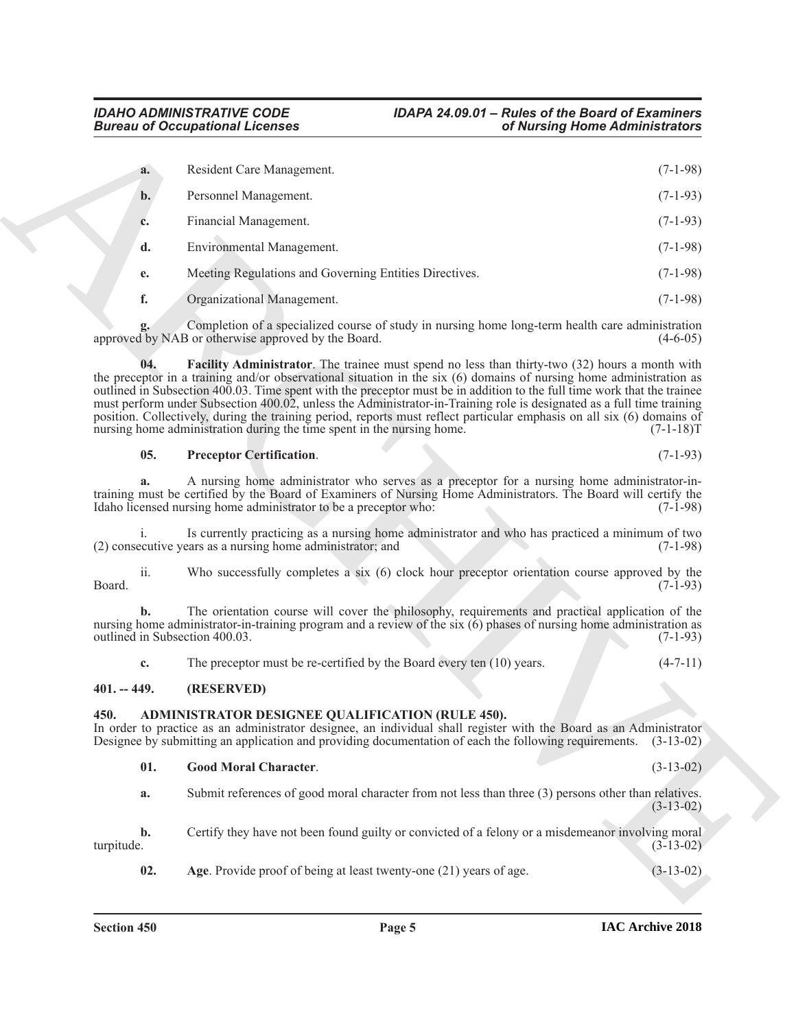**a.** Resident Care Management. (7-1-98)

**b.** Personnel Management. (7-1-93)

**c.** Financial Management. (7-1-93)

**d.** Environmental Management. (7-1-98)

**e.** Meeting Regulations and Governing Entities Directives. (7-1-98)

**f.** Organizational Management. (7-1-98)

**g.** Completion of a specialized course of study in nursing home long-term health care administration approved by NAB or otherwise approved by the Board. (4-6-05)

**04. Facility Administrator**. The trainee must spend no less than thirty-two (32) hours a month with the preceptor in a training and/or observational situation in the six (6) domains of nursing home administration as outlined in Subsection 400.03. Time spent with the preceptor must be in addition to the full time work that the trainee must perform under Subsection 400.02, unless the Administrator-in-Training role is designated as a full time training position. Collectively, during the training period, reports must reflect particular emphasis on all six (6) domains of nursing home administration during the time spent in the nursing home. (7-1-18)T

**05. Preceptor Certification**. (7-1-93)

**a.** A nursing home administrator who serves as a preceptor for a nursing home administrator-in-training must be certified by the Board of Examiners of Nursing Home Administrators. The Board will certify the Idaho licensed nursing home administrator to be a preceptor who: (7-1-98)

i. Is currently practicing as a nursing home administrator and who has practiced a minimum of two (2) consecutive years as a nursing home administrator; and (7-1-98)

ii. Who successfully completes a six (6) clock hour preceptor orientation course approved by the Board. (7-1-93)

**b.** The orientation course will cover the philosophy, requirements and practical application of the nursing home administrator-in-training program and a review of the six (6) phases of nursing home administration as outlined in Subsection 400.03. (7-1-93)

**c.** The preceptor must be re-certified by the Board every ten (10) years. (4-7-11)

## 401. -- 449. (RESERVED)

## 450. ADMINISTRATOR DESIGNEE QUALIFICATION (RULE 450).

In order to practice as an administrator designee, an individual shall register with the Board as an Administrator Designee by submitting an application and providing documentation of each the following requirements. (3-13-02)

**01. Good Moral Character**. (3-13-02)

**a.** Submit references of good moral character from not less than three (3) persons other than relatives. (3-13-02)

**b.** Certify they have not been found guilty or convicted of a felony or a misdemeanor involving moral turpitude. (3-13-02)

**02. Age**. Provide proof of being at least twenty-one (21) years of age. (3-13-02)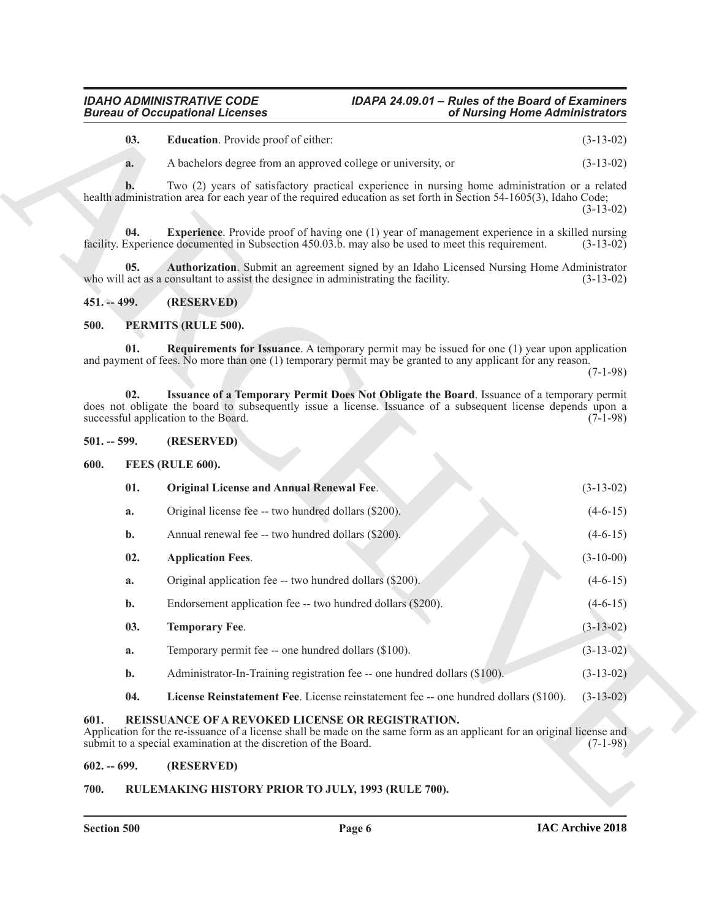**03. Education**. Provide proof of either: (3-13-02)

**a.** A bachelors degree from an approved college or university, or (3-13-02)

**b.** Two (2) years of satisfactory practical experience in nursing home administration or a related health administration area for each year of the required education as set forth in Section 54-1605(3), Idaho Code; (3-13-02)

**04. Experience**. Provide proof of having one (1) year of management experience in a skilled nursing facility. Experience documented in Subsection 450.03.b. may also be used to meet this requirement. (3-13-02)

**05. Authorization**. Submit an agreement signed by an Idaho Licensed Nursing Home Administrator who will act as a consultant to assist the designee in administrating the facility. (3-13-02)

## 451. -- 499. (RESERVED)

## 500. PERMITS (RULE 500).

**01. Requirements for Issuance**. A temporary permit may be issued for one (1) year upon application and payment of fees. No more than one (1) temporary permit may be granted to any applicant for any reason. (7-1-98)

**02. Issuance of a Temporary Permit Does Not Obligate the Board**. Issuance of a temporary permit does not obligate the board to subsequently issue a license. Issuance of a subsequent license depends upon a successful application to the Board. (7-1-98)

## 501. -- 599. (RESERVED)

## 600. FEES (RULE 600).

**01. Original License and Annual Renewal Fee**. (3-13-02)

**a.** Original license fee -- two hundred dollars ($200). (4-6-15)

**b.** Annual renewal fee -- two hundred dollars ($200). (4-6-15)

**02. Application Fees**. (3-10-00)

**a.** Original application fee -- two hundred dollars ($200). (4-6-15)

**b.** Endorsement application fee -- two hundred dollars ($200). (4-6-15)

**03. Temporary Fee**. (3-13-02)

**a.** Temporary permit fee -- one hundred dollars ($100). (3-13-02)

**b.** Administrator-In-Training registration fee -- one hundred dollars ($100). (3-13-02)

**04. License Reinstatement Fee**. License reinstatement fee -- one hundred dollars ($100). (3-13-02)

## 601. REISSUANCE OF A REVOKED LICENSE OR REGISTRATION.

Application for the re-issuance of a license shall be made on the same form as an applicant for an original license and submit to a special examination at the discretion of the Board. (7-1-98)

## 602. -- 699. (RESERVED)

## 700. RULEMAKING HISTORY PRIOR TO JULY, 1993 (RULE 700).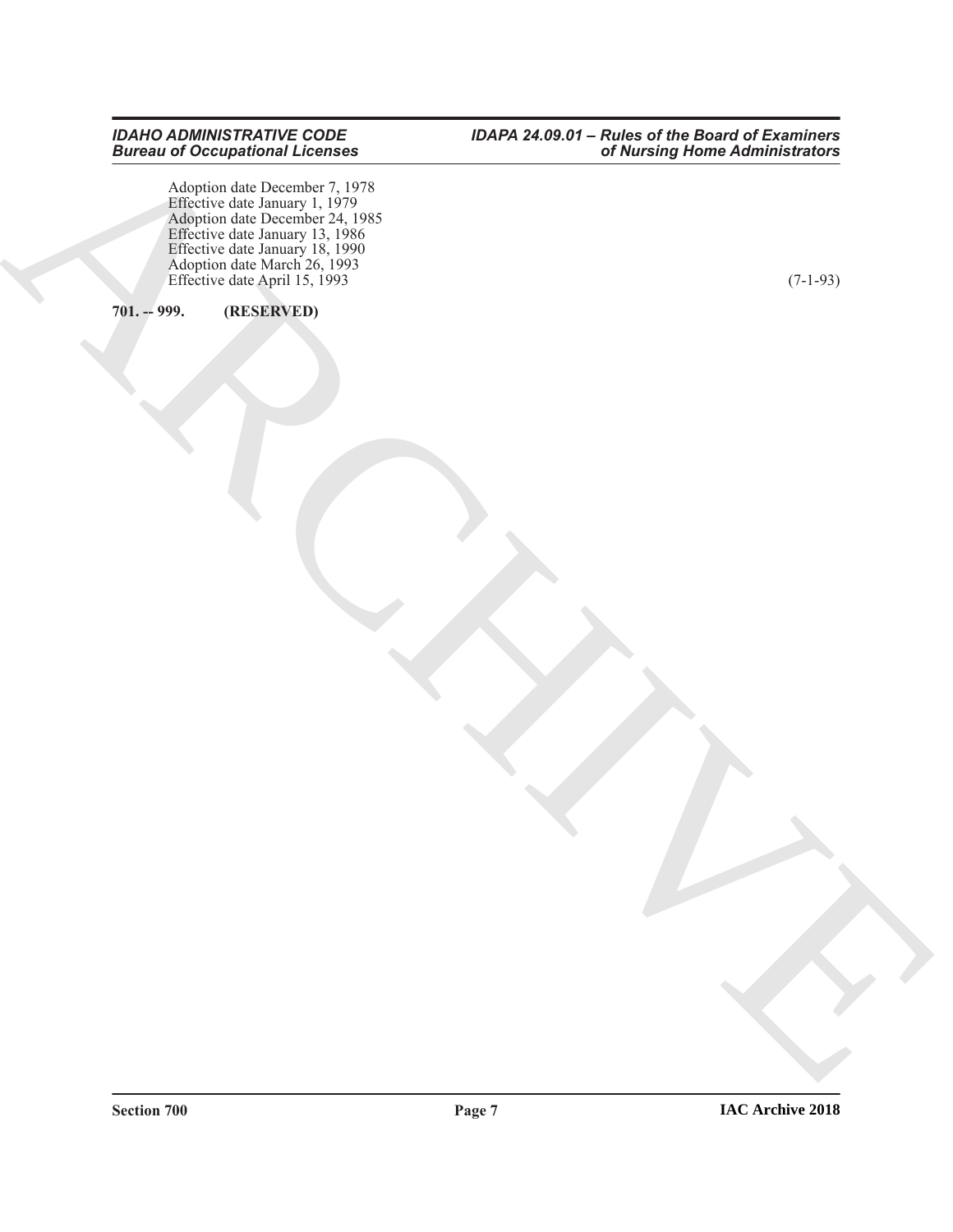Adoption date December 7, 1978
Effective date January 1, 1979
Adoption date December 24, 1985
Effective date January 13, 1986
Effective date January 18, 1990
Adoption date March 26, 1993
Effective date April 15, 1993 (7-1-93)

**701. -- 999. (RESERVED)**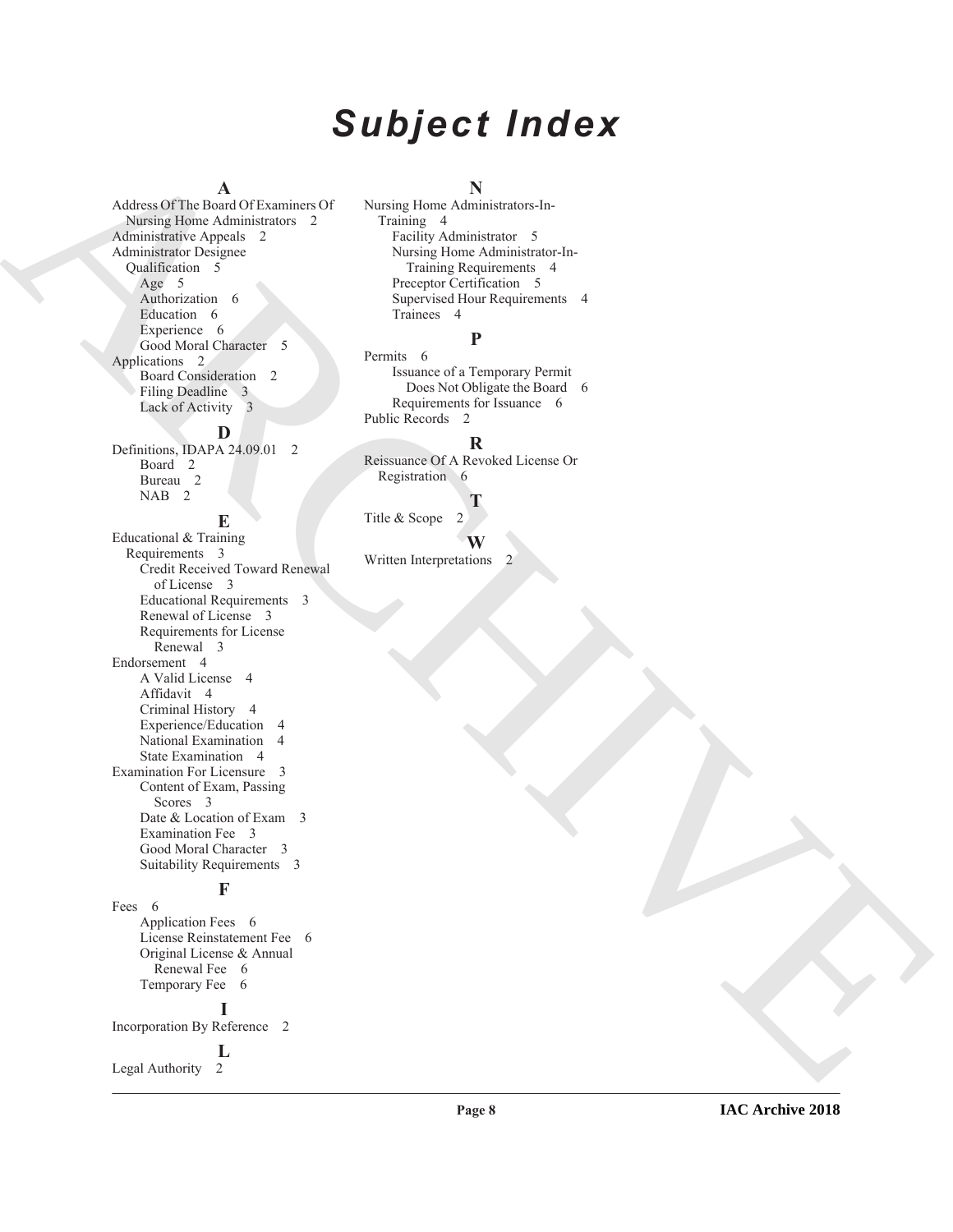# *Subject Index*

**A**

Address Of The Board Of Examiners Of Nursing Home Administrators 2
Administrative Appeals 2
Administrator Designee Qualification 5
- Age 5
- Authorization 6
- Education 6
- Experience 6
- Good Moral Character 5

Applications 2
- Board Consideration 2
- Filing Deadline 3
- Lack of Activity 3

**D**

Definitions, IDAPA 24.09.01 2
- Board 2
- Bureau 2
- NAB 2

**E**

Educational & Training Requirements 3
- Credit Received Toward Renewal of License 3
- Educational Requirements 3
- Renewal of License 3
- Requirements for License Renewal 3

Endorsement 4
- A Valid License 4
- Affidavit 4
- Criminal History 4
- Experience/Education 4
- National Examination 4
- State Examination 4

Examination For Licensure 3
- Content of Exam, Passing Scores 3
- Date & Location of Exam 3
- Examination Fee 3
- Good Moral Character 3
- Suitability Requirements 3

**F**

Fees 6
- Application Fees 6
- License Reinstatement Fee 6
- Original License & Annual Renewal Fee 6
- Temporary Fee 6

**I**

Incorporation By Reference 2

**L**

Legal Authority 2

**N**

Nursing Home Administrators-In-Training 4
- Facility Administrator 5
- Nursing Home Administrator-In-Training Requirements 4
- Preceptor Certification 5
- Supervised Hour Requirements 4
- Trainees 4

**P**

Permits 6
- Issuance of a Temporary Permit Does Not Obligate the Board 6
- Requirements for Issuance 6

Public Records 2

**R**

Reissuance Of A Revoked License Or Registration 6

**T**

Title & Scope 2

**W**

Written Interpretations 2